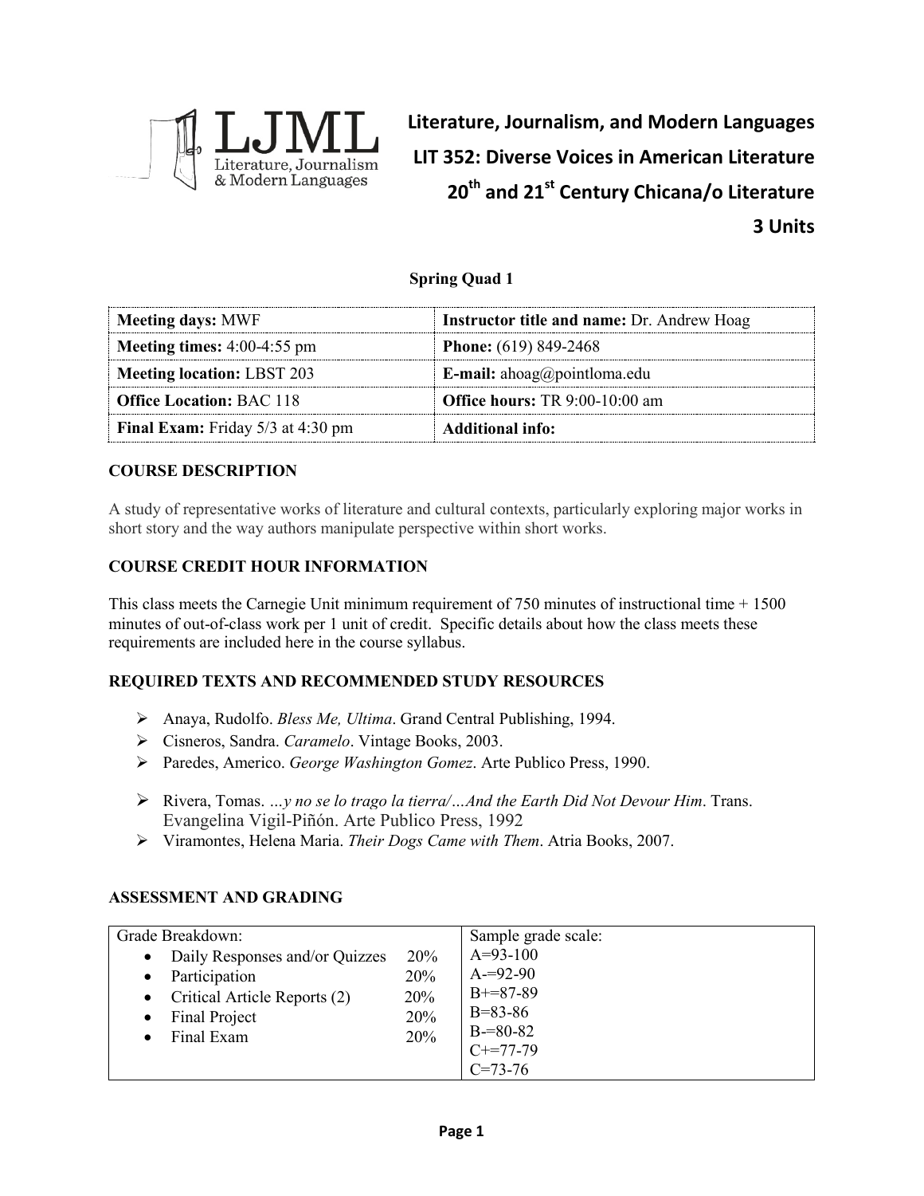LJML Literature, Journalism & Modern Languages

# Literature, Journalism, and Modern Languages
# LIT 352: Diverse Voices in American Literature
# 20th and 21st Century Chicana/o Literature
# 3 Units

**Spring Quad 1**

| **Meeting days:** MWF | **Instructor title and name:** Dr. Andrew Hoag |
|---|---|
| **Meeting times:** 4:00-4:55 pm | **Phone:** (619) 849-2468 |
| **Meeting location:** LBST 203 | **E-mail:** ahoag@pointloma.edu |
| **Office Location:** BAC 118 | **Office hours:** TR 9:00-10:00 am |
| **Final Exam:** Friday 5/3 at 4:30 pm | **Additional info:** |

## COURSE DESCRIPTION

A study of representative works of literature and cultural contexts, particularly exploring major works in short story and the way authors manipulate perspective within short works.

## COURSE CREDIT HOUR INFORMATION

This class meets the Carnegie Unit minimum requirement of 750 minutes of instructional time + 1500 minutes of out-of-class work per 1 unit of credit. Specific details about how the class meets these requirements are included here in the course syllabus.

## REQUIRED TEXTS AND RECOMMENDED STUDY RESOURCES

- Anaya, Rudolfo. *Bless Me, Ultima*. Grand Central Publishing, 1994.
- Cisneros, Sandra. *Caramelo*. Vintage Books, 2003.
- Paredes, Americo. *George Washington Gomez*. Arte Publico Press, 1990.
- Rivera, Tomas. *…y no se lo trago la tierra/…And the Earth Did Not Devour Him*. Trans. Evangelina Vigil-Piñón. Arte Publico Press, 1992
- Viramontes, Helena Maria. *Their Dogs Came with Them*. Atria Books, 2007.

## ASSESSMENT AND GRADING

| Grade Breakdown: | Sample grade scale: |
|---|---|
| • Daily Responses and/or Quizzes 20% | A=93-100 |
| • Participation 20% | A-=92-90 |
| • Critical Article Reports (2) 20% | B+=87-89 |
| • Final Project 20% | B=83-86 |
| • Final Exam 20% | B-=80-82 |
| | C+=77-79 |
| | C=73-76 |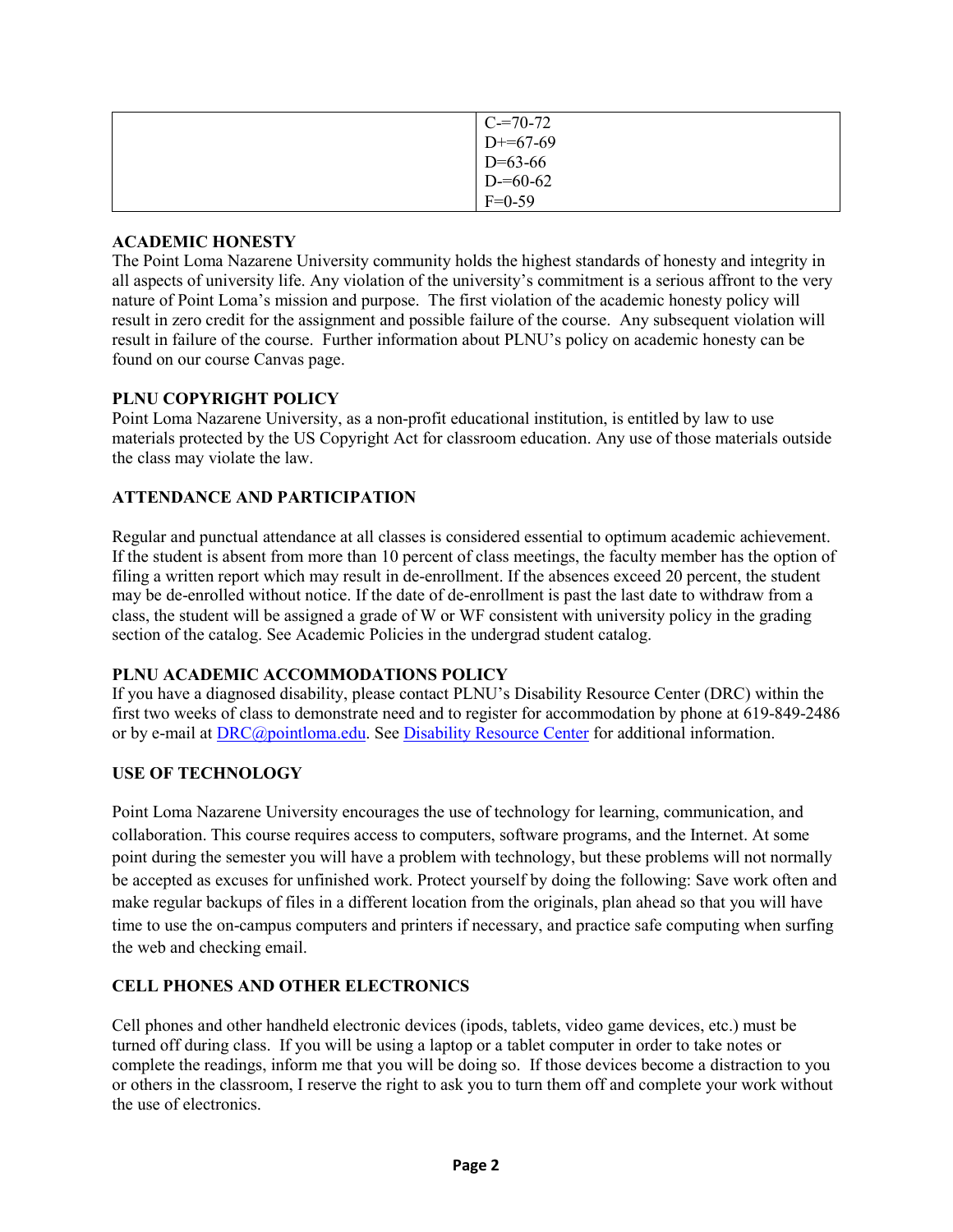| | |
|---|---|
| | C-=70-72<br>D+=67-69<br>D=63-66<br>D-=60-62<br>F=0-59 |

**ACADEMIC HONESTY**

The Point Loma Nazarene University community holds the highest standards of honesty and integrity in all aspects of university life. Any violation of the university's commitment is a serious affront to the very nature of Point Loma's mission and purpose. The first violation of the academic honesty policy will result in zero credit for the assignment and possible failure of the course. Any subsequent violation will result in failure of the course. Further information about PLNU's policy on academic honesty can be found on our course Canvas page.

**PLNU COPYRIGHT POLICY**

Point Loma Nazarene University, as a non-profit educational institution, is entitled by law to use materials protected by the US Copyright Act for classroom education. Any use of those materials outside the class may violate the law.

**ATTENDANCE AND PARTICIPATION**

Regular and punctual attendance at all classes is considered essential to optimum academic achievement. If the student is absent from more than 10 percent of class meetings, the faculty member has the option of filing a written report which may result in de-enrollment. If the absences exceed 20 percent, the student may be de-enrolled without notice. If the date of de-enrollment is past the last date to withdraw from a class, the student will be assigned a grade of W or WF consistent with university policy in the grading section of the catalog. See Academic Policies in the undergrad student catalog.

**PLNU ACADEMIC ACCOMMODATIONS POLICY**

If you have a diagnosed disability, please contact PLNU's Disability Resource Center (DRC) within the first two weeks of class to demonstrate need and to register for accommodation by phone at 619-849-2486 or by e-mail at DRC@pointloma.edu. See Disability Resource Center for additional information.

**USE OF TECHNOLOGY**

Point Loma Nazarene University encourages the use of technology for learning, communication, and collaboration. This course requires access to computers, software programs, and the Internet. At some point during the semester you will have a problem with technology, but these problems will not normally be accepted as excuses for unfinished work. Protect yourself by doing the following: Save work often and make regular backups of files in a different location from the originals, plan ahead so that you will have time to use the on-campus computers and printers if necessary, and practice safe computing when surfing the web and checking email.

**CELL PHONES AND OTHER ELECTRONICS**

Cell phones and other handheld electronic devices (ipods, tablets, video game devices, etc.) must be turned off during class. If you will be using a laptop or a tablet computer in order to take notes or complete the readings, inform me that you will be doing so. If those devices become a distraction to you or others in the classroom, I reserve the right to ask you to turn them off and complete your work without the use of electronics.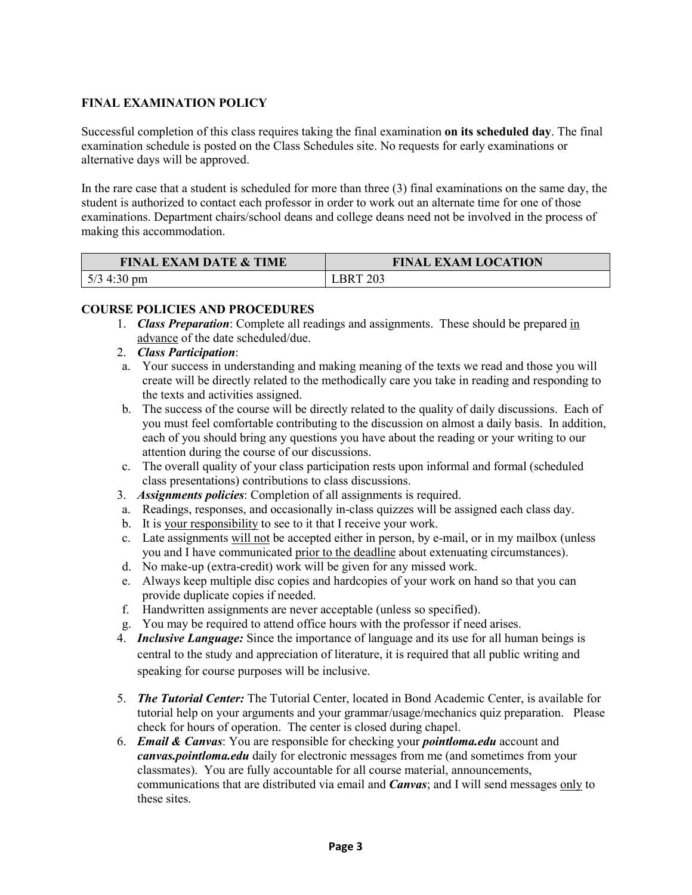## FINAL EXAMINATION POLICY

Successful completion of this class requires taking the final examination **on its scheduled day**. The final examination schedule is posted on the Class Schedules site. No requests for early examinations or alternative days will be approved.

In the rare case that a student is scheduled for more than three (3) final examinations on the same day, the student is authorized to contact each professor in order to work out an alternate time for one of those examinations. Department chairs/school deans and college deans need not be involved in the process of making this accommodation.

| FINAL EXAM DATE & TIME | FINAL EXAM LOCATION |
| --- | --- |
| 5/3 4:30 pm | LBRT 203 |

## COURSE POLICIES AND PROCEDURES

1. ***Class Preparation***: Complete all readings and assignments. These should be prepared in advance of the date scheduled/due.
2. ***Class Participation***:
   a. Your success in understanding and making meaning of the texts we read and those you will create will be directly related to the methodically care you take in reading and responding to the texts and activities assigned.
   b. The success of the course will be directly related to the quality of daily discussions. Each of you must feel comfortable contributing to the discussion on almost a daily basis. In addition, each of you should bring any questions you have about the reading or your writing to our attention during the course of our discussions.
   c. The overall quality of your class participation rests upon informal and formal (scheduled class presentations) contributions to class discussions.
3. ***Assignments policies***: Completion of all assignments is required.
   a. Readings, responses, and occasionally in-class quizzes will be assigned each class day.
   b. It is your responsibility to see to it that I receive your work.
   c. Late assignments will not be accepted either in person, by e-mail, or in my mailbox (unless you and I have communicated prior to the deadline about extenuating circumstances).
   d. No make-up (extra-credit) work will be given for any missed work.
   e. Always keep multiple disc copies and hardcopies of your work on hand so that you can provide duplicate copies if needed.
   f. Handwritten assignments are never acceptable (unless so specified).
   g. You may be required to attend office hours with the professor if need arises.
4. ***Inclusive Language:*** Since the importance of language and its use for all human beings is central to the study and appreciation of literature, it is required that all public writing and speaking for course purposes will be inclusive.
5. ***The Tutorial Center:*** The Tutorial Center, located in Bond Academic Center, is available for tutorial help on your arguments and your grammar/usage/mechanics quiz preparation. Please check for hours of operation. The center is closed during chapel.
6. ***Email & Canvas***: You are responsible for checking your ***pointloma.edu*** account and ***canvas.pointloma.edu*** daily for electronic messages from me (and sometimes from your classmates). You are fully accountable for all course material, announcements, communications that are distributed via email and ***Canvas***; and I will send messages only to these sites.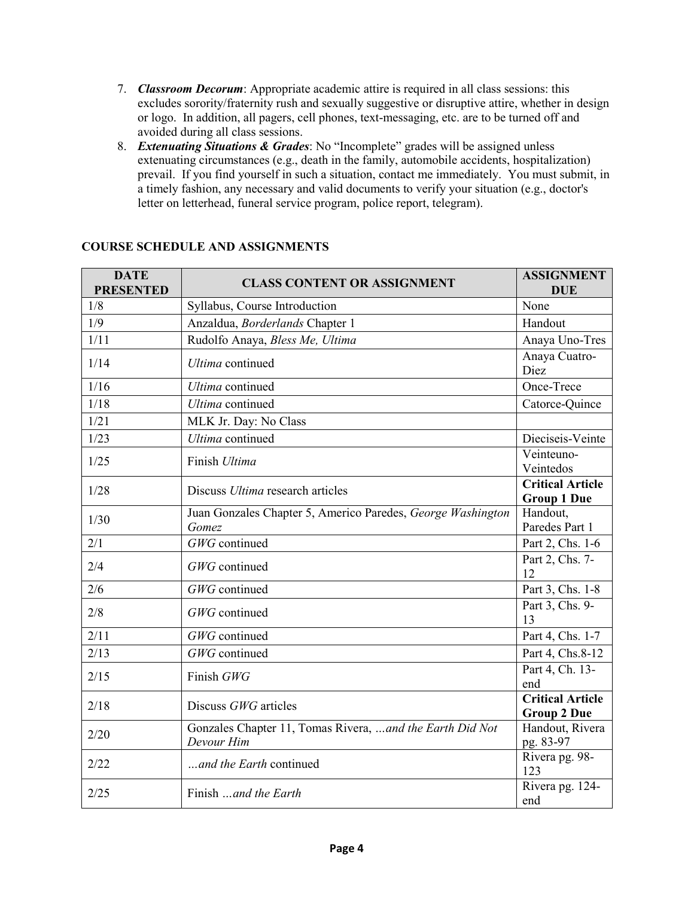7. ***Classroom Decorum***: Appropriate academic attire is required in all class sessions: this excludes sorority/fraternity rush and sexually suggestive or disruptive attire, whether in design or logo. In addition, all pagers, cell phones, text-messaging, etc. are to be turned off and avoided during all class sessions.
8. ***Extenuating Situations & Grades***: No "Incomplete" grades will be assigned unless extenuating circumstances (e.g., death in the family, automobile accidents, hospitalization) prevail. If you find yourself in such a situation, contact me immediately. You must submit, in a timely fashion, any necessary and valid documents to verify your situation (e.g., doctor's letter on letterhead, funeral service program, police report, telegram).

**COURSE SCHEDULE AND ASSIGNMENTS**

| DATE PRESENTED | CLASS CONTENT OR ASSIGNMENT | ASSIGNMENT DUE |
|---|---|---|
| 1/8 | Syllabus, Course Introduction | None |
| 1/9 | Anzaldua, *Borderlands* Chapter 1 | Handout |
| 1/11 | Rudolfo Anaya, *Bless Me, Ultima* | Anaya Uno-Tres |
| 1/14 | *Ultima* continued | Anaya Cuatro-Diez |
| 1/16 | *Ultima* continued | Once-Trece |
| 1/18 | *Ultima* continued | Catorce-Quince |
| 1/21 | MLK Jr. Day: No Class | |
| 1/23 | *Ultima* continued | Dieciseis-Veinte |
| 1/25 | Finish *Ultima* | Veinteuno-Veintedos |
| 1/28 | Discuss *Ultima* research articles | **Critical Article Group 1 Due** |
| 1/30 | Juan Gonzales Chapter 5, Americo Paredes, *George Washington Gomez* | Handout, Paredes Part 1 |
| 2/1 | *GWG* continued | Part 2, Chs. 1-6 |
| 2/4 | *GWG* continued | Part 2, Chs. 7-12 |
| 2/6 | *GWG* continued | Part 3, Chs. 1-8 |
| 2/8 | *GWG* continued | Part 3, Chs. 9-13 |
| 2/11 | *GWG* continued | Part 4, Chs. 1-7 |
| 2/13 | *GWG* continued | Part 4, Chs.8-12 |
| 2/15 | Finish *GWG* | Part 4, Ch. 13-end |
| 2/18 | Discuss *GWG* articles | **Critical Article Group 2 Due** |
| 2/20 | Gonzales Chapter 11, Tomas Rivera, *…and the Earth Did Not Devour Him* | Handout, Rivera pg. 83-97 |
| 2/22 | *…and the Earth* continued | Rivera pg. 98-123 |
| 2/25 | Finish *…and the Earth* | Rivera pg. 124-end |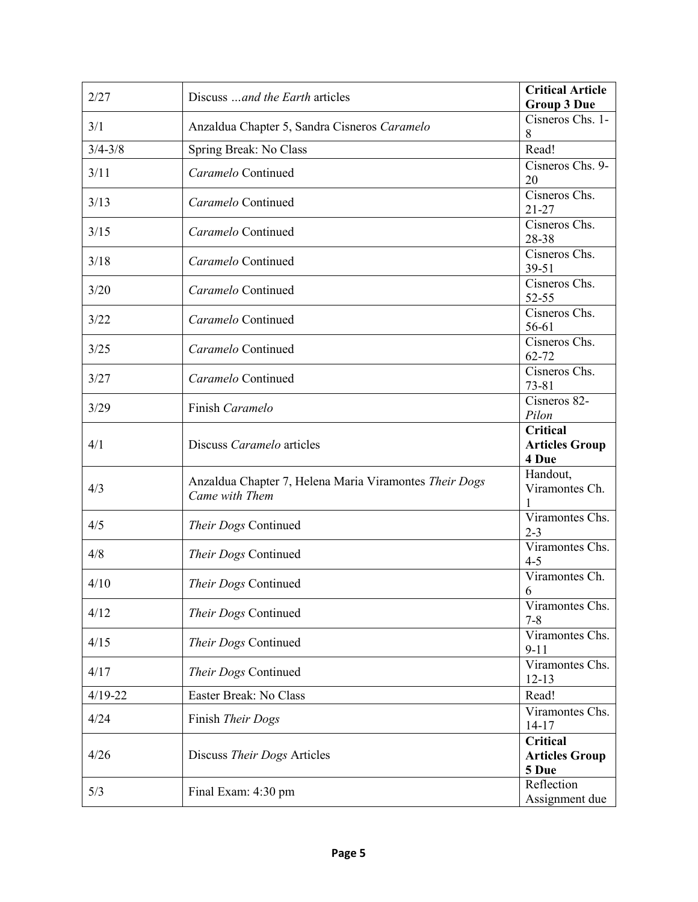| 2/27 | Discuss *...and the Earth* articles | **Critical Article Group 3 Due** |
|---|---|---|
| 3/1 | Anzaldua Chapter 5, Sandra Cisneros *Caramelo* | Cisneros Chs. 1-8 |
| 3/4-3/8 | Spring Break: No Class | Read! |
| 3/11 | *Caramelo* Continued | Cisneros Chs. 9-20 |
| 3/13 | *Caramelo* Continued | Cisneros Chs. 21-27 |
| 3/15 | *Caramelo* Continued | Cisneros Chs. 28-38 |
| 3/18 | *Caramelo* Continued | Cisneros Chs. 39-51 |
| 3/20 | *Caramelo* Continued | Cisneros Chs. 52-55 |
| 3/22 | *Caramelo* Continued | Cisneros Chs. 56-61 |
| 3/25 | *Caramelo* Continued | Cisneros Chs. 62-72 |
| 3/27 | *Caramelo* Continued | Cisneros Chs. 73-81 |
| 3/29 | Finish *Caramelo* | Cisneros 82-*Pilon* |
| 4/1 | Discuss *Caramelo* articles | **Critical Articles Group 4 Due** |
| 4/3 | Anzaldua Chapter 7, Helena Maria Viramontes *Their Dogs Came with Them* | Handout, Viramontes Ch. 1 |
| 4/5 | *Their Dogs* Continued | Viramontes Chs. 2-3 |
| 4/8 | *Their Dogs* Continued | Viramontes Chs. 4-5 |
| 4/10 | *Their Dogs* Continued | Viramontes Ch. 6 |
| 4/12 | *Their Dogs* Continued | Viramontes Chs. 7-8 |
| 4/15 | *Their Dogs* Continued | Viramontes Chs. 9-11 |
| 4/17 | *Their Dogs* Continued | Viramontes Chs. 12-13 |
| 4/19-22 | Easter Break: No Class | Read! |
| 4/24 | Finish *Their Dogs* | Viramontes Chs. 14-17 |
| 4/26 | Discuss *Their Dogs* Articles | **Critical Articles Group 5 Due** |
| 5/3 | Final Exam: 4:30 pm | Reflection Assignment due |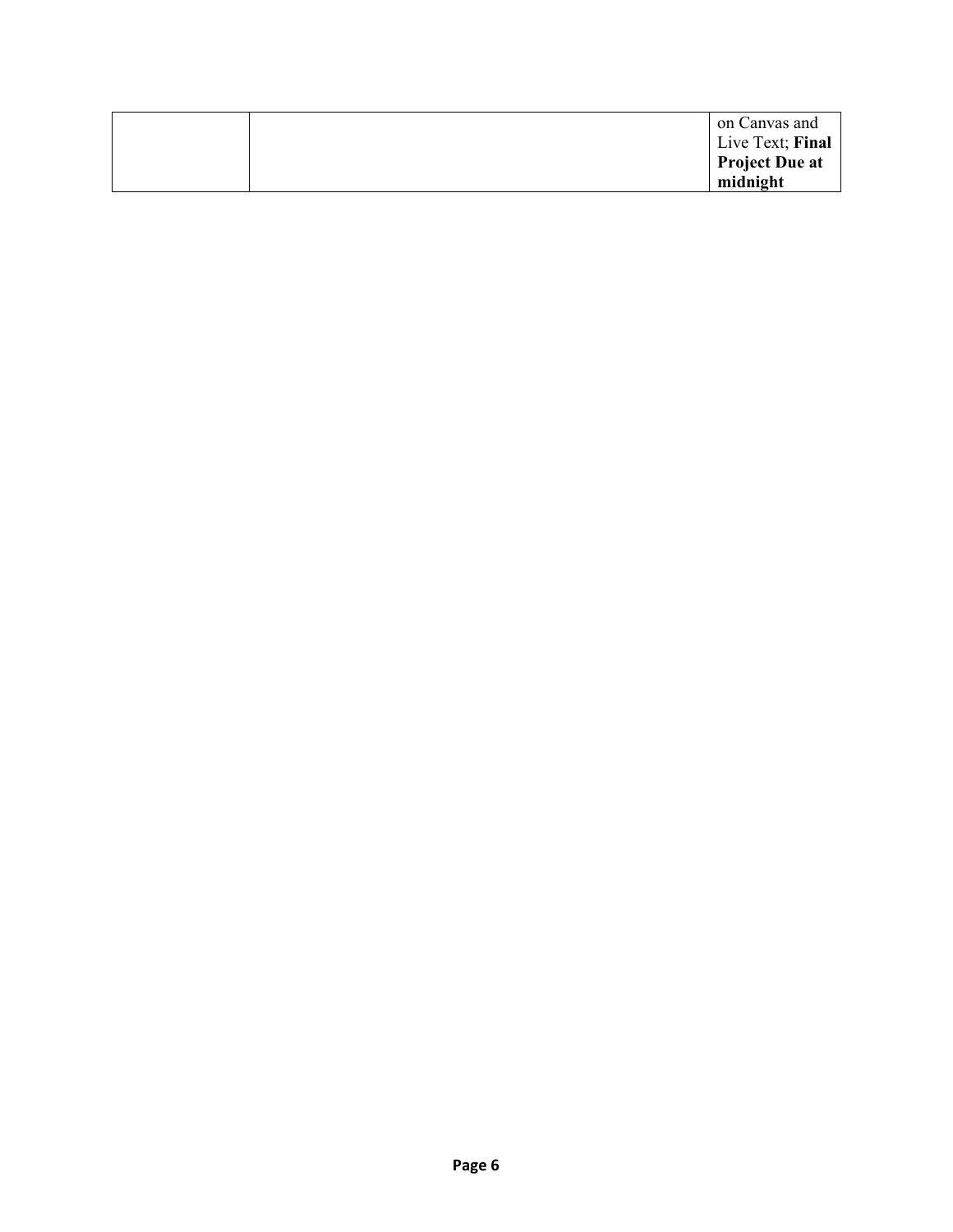| | | |
|---|---|---|
| | | on Canvas and Live Text; **Final Project Due at midnight** |